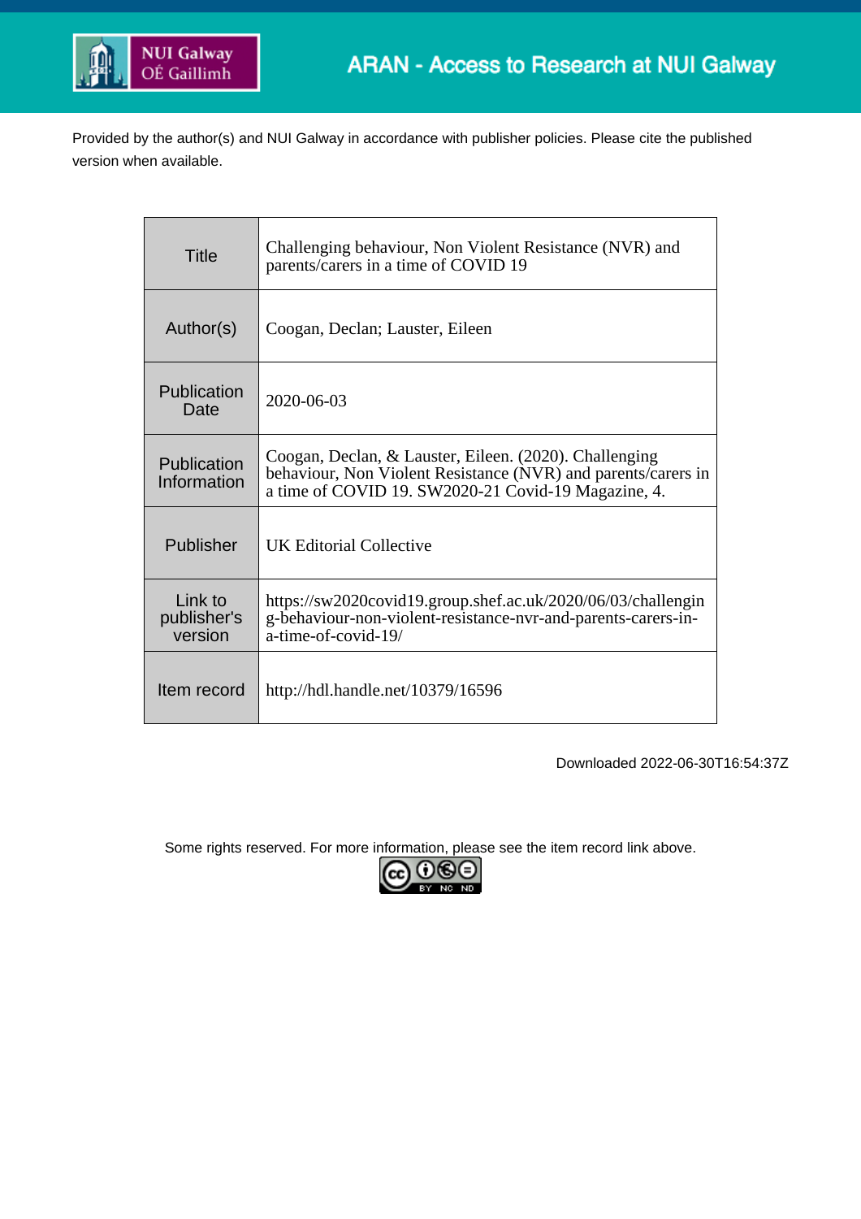# ARAN - Access to Research at NUI Galway

Provided by the author(s) and NUI Galway in accordance with publisher policies. Please cite the published version when available.

| | |
|---|---|
| Title | Challenging behaviour, Non Violent Resistance (NVR) and parents/carers in a time of COVID 19 |
| Author(s) | Coogan, Declan; Lauster, Eileen |
| Publication Date | 2020-06-03 |
| Publication Information | Coogan, Declan, & Lauster, Eileen. (2020). Challenging behaviour, Non Violent Resistance (NVR) and parents/carers in a time of COVID 19. SW2020-21 Covid-19 Magazine, 4. |
| Publisher | UK Editorial Collective |
| Link to publisher's version | https://sw2020covid19.group.shef.ac.uk/2020/06/03/challenging-behaviour-non-violent-resistance-nvr-and-parents-carers-in-a-time-of-covid-19/ |
| Item record | http://hdl.handle.net/10379/16596 |

Downloaded 2022-06-30T16:54:37Z

Some rights reserved. For more information, please see the item record link above.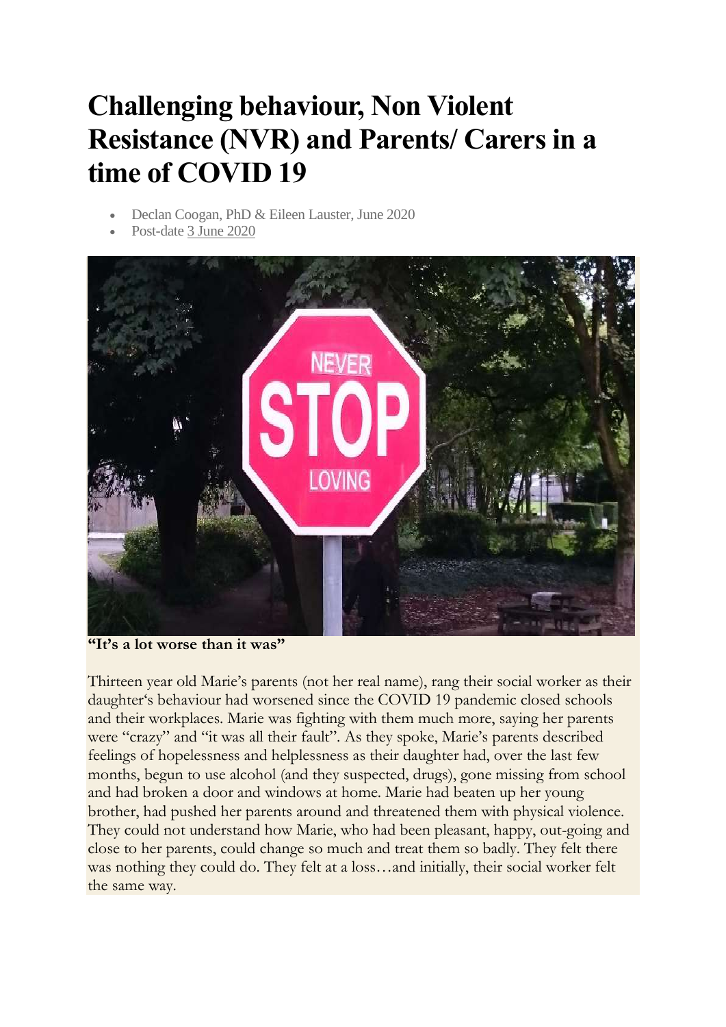# Challenging behaviour, Non Violent Resistance (NVR) and Parents/ Carers in a time of COVID 19

- Declan Coogan, PhD & Eileen Lauster, June 2020
- Post-date 3 June 2020

**"It's a lot worse than it was"**

Thirteen year old Marie's parents (not her real name), rang their social worker as their daughter's behaviour had worsened since the COVID 19 pandemic closed schools and their workplaces. Marie was fighting with them much more, saying her parents were "crazy" and "it was all their fault". As they spoke, Marie's parents described feelings of hopelessness and helplessness as their daughter had, over the last few months, begun to use alcohol (and they suspected, drugs), gone missing from school and had broken a door and windows at home. Marie had beaten up her young brother, had pushed her parents around and threatened them with physical violence. They could not understand how Marie, who had been pleasant, happy, out-going and close to her parents, could change so much and treat them so badly. They felt there was nothing they could do. They felt at a loss…and initially, their social worker felt the same way.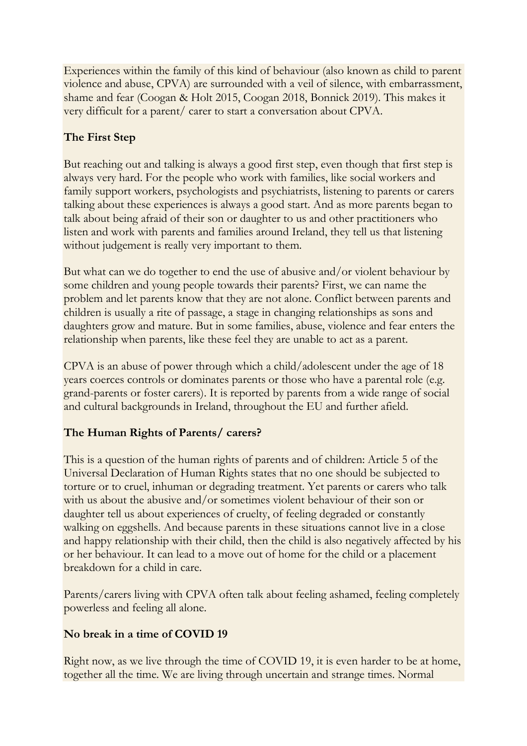Experiences within the family of this kind of behaviour (also known as child to parent violence and abuse, CPVA) are surrounded with a veil of silence, with embarrassment, shame and fear (Coogan & Holt 2015, Coogan 2018, Bonnick 2019). This makes it very difficult for a parent/ carer to start a conversation about CPVA.

**The First Step**

But reaching out and talking is always a good first step, even though that first step is always very hard. For the people who work with families, like social workers and family support workers, psychologists and psychiatrists, listening to parents or carers talking about these experiences is always a good start. And as more parents began to talk about being afraid of their son or daughter to us and other practitioners who listen and work with parents and families around Ireland, they tell us that listening without judgement is really very important to them.

But what can we do together to end the use of abusive and/or violent behaviour by some children and young people towards their parents? First, we can name the problem and let parents know that they are not alone. Conflict between parents and children is usually a rite of passage, a stage in changing relationships as sons and daughters grow and mature. But in some families, abuse, violence and fear enters the relationship when parents, like these feel they are unable to act as a parent.

CPVA is an abuse of power through which a child/adolescent under the age of 18 years coerces controls or dominates parents or those who have a parental role (e.g. grand-parents or foster carers). It is reported by parents from a wide range of social and cultural backgrounds in Ireland, throughout the EU and further afield.

**The Human Rights of Parents/ carers?**

This is a question of the human rights of parents and of children: Article 5 of the Universal Declaration of Human Rights states that no one should be subjected to torture or to cruel, inhuman or degrading treatment. Yet parents or carers who talk with us about the abusive and/or sometimes violent behaviour of their son or daughter tell us about experiences of cruelty, of feeling degraded or constantly walking on eggshells. And because parents in these situations cannot live in a close and happy relationship with their child, then the child is also negatively affected by his or her behaviour. It can lead to a move out of home for the child or a placement breakdown for a child in care.

Parents/carers living with CPVA often talk about feeling ashamed, feeling completely powerless and feeling all alone.

**No break in a time of COVID 19**

Right now, as we live through the time of COVID 19, it is even harder to be at home, together all the time. We are living through uncertain and strange times. Normal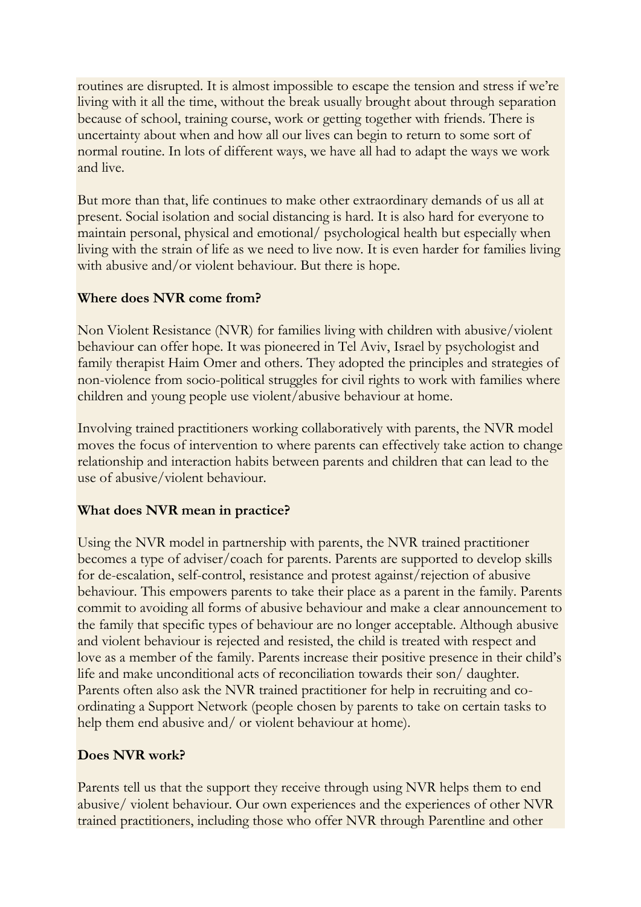routines are disrupted. It is almost impossible to escape the tension and stress if we're living with it all the time, without the break usually brought about through separation because of school, training course, work or getting together with friends. There is uncertainty about when and how all our lives can begin to return to some sort of normal routine. In lots of different ways, we have all had to adapt the ways we work and live.

But more than that, life continues to make other extraordinary demands of us all at present. Social isolation and social distancing is hard. It is also hard for everyone to maintain personal, physical and emotional/ psychological health but especially when living with the strain of life as we need to live now. It is even harder for families living with abusive and/or violent behaviour. But there is hope.

**Where does NVR come from?**

Non Violent Resistance (NVR) for families living with children with abusive/violent behaviour can offer hope. It was pioneered in Tel Aviv, Israel by psychologist and family therapist Haim Omer and others. They adopted the principles and strategies of non-violence from socio-political struggles for civil rights to work with families where children and young people use violent/abusive behaviour at home.

Involving trained practitioners working collaboratively with parents, the NVR model moves the focus of intervention to where parents can effectively take action to change relationship and interaction habits between parents and children that can lead to the use of abusive/violent behaviour.

**What does NVR mean in practice?**

Using the NVR model in partnership with parents, the NVR trained practitioner becomes a type of adviser/coach for parents. Parents are supported to develop skills for de-escalation, self-control, resistance and protest against/rejection of abusive behaviour. This empowers parents to take their place as a parent in the family. Parents commit to avoiding all forms of abusive behaviour and make a clear announcement to the family that specific types of behaviour are no longer acceptable. Although abusive and violent behaviour is rejected and resisted, the child is treated with respect and love as a member of the family. Parents increase their positive presence in their child's life and make unconditional acts of reconciliation towards their son/ daughter. Parents often also ask the NVR trained practitioner for help in recruiting and co-ordinating a Support Network (people chosen by parents to take on certain tasks to help them end abusive and/ or violent behaviour at home).

**Does NVR work?**

Parents tell us that the support they receive through using NVR helps them to end abusive/ violent behaviour. Our own experiences and the experiences of other NVR trained practitioners, including those who offer NVR through Parentline and other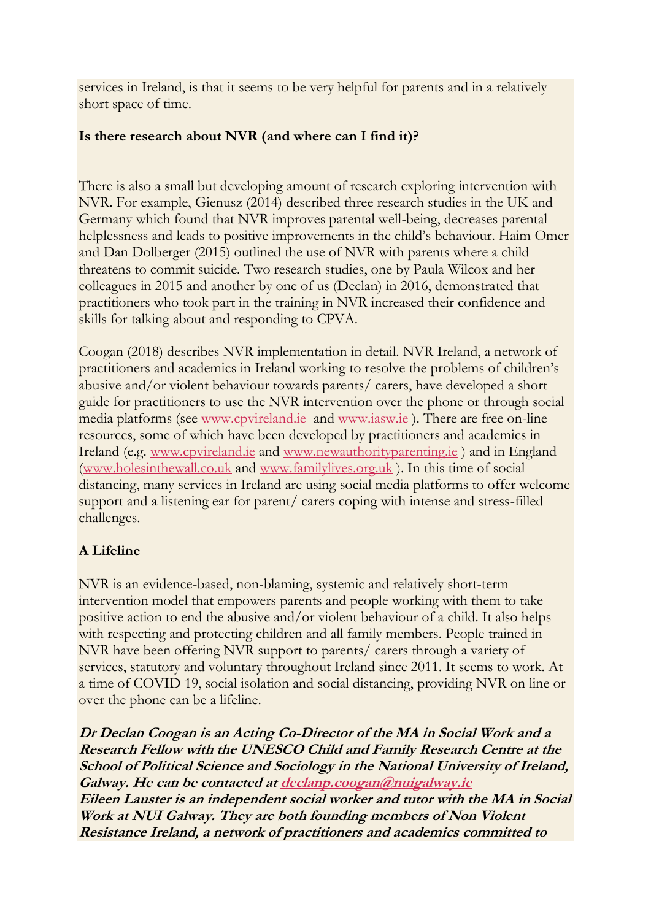services in Ireland, is that it seems to be very helpful for parents and in a relatively short space of time.

**Is there research about NVR (and where can I find it)?**

There is also a small but developing amount of research exploring intervention with NVR. For example, Gienusz (2014) described three research studies in the UK and Germany which found that NVR improves parental well-being, decreases parental helplessness and leads to positive improvements in the child's behaviour. Haim Omer and Dan Dolberger (2015) outlined the use of NVR with parents where a child threatens to commit suicide. Two research studies, one by Paula Wilcox and her colleagues in 2015 and another by one of us (Declan) in 2016, demonstrated that practitioners who took part in the training in NVR increased their confidence and skills for talking about and responding to CPVA.

Coogan (2018) describes NVR implementation in detail. NVR Ireland, a network of practitioners and academics in Ireland working to resolve the problems of children's abusive and/or violent behaviour towards parents/ carers, have developed a short guide for practitioners to use the NVR intervention over the phone or through social media platforms (see [www.cpvireland.ie](http://www.cpvireland.ie) and [www.iasw.ie](http://www.iasw.ie) ). There are free on-line resources, some of which have been developed by practitioners and academics in Ireland (e.g. [www.cpvireland.ie](http://www.cpvireland.ie) and [www.newauthorityparenting.ie](http://www.newauthorityparenting.ie) ) and in England ([www.holesinthewall.co.uk](http://www.holesinthewall.co.uk) and [www.familylives.org.uk](http://www.familylives.org.uk) ). In this time of social distancing, many services in Ireland are using social media platforms to offer welcome support and a listening ear for parent/ carers coping with intense and stress-filled challenges.

**A Lifeline**

NVR is an evidence-based, non-blaming, systemic and relatively short-term intervention model that empowers parents and people working with them to take positive action to end the abusive and/or violent behaviour of a child. It also helps with respecting and protecting children and all family members. People trained in NVR have been offering NVR support to parents/ carers through a variety of services, statutory and voluntary throughout Ireland since 2011. It seems to work. At a time of COVID 19, social isolation and social distancing, providing NVR on line or over the phone can be a lifeline.

***Dr Declan Coogan is an Acting Co-Director of the MA in Social Work and a Research Fellow with the UNESCO Child and Family Research Centre at the School of Political Science and Sociology in the National University of Ireland, Galway. He can be contacted at [declanp.coogan@nuigalway.ie](mailto:declanp.coogan@nuigalway.ie)***
***Eileen Lauster is an independent social worker and tutor with the MA in Social Work at NUI Galway. They are both founding members of Non Violent Resistance Ireland, a network of practitioners and academics committed to***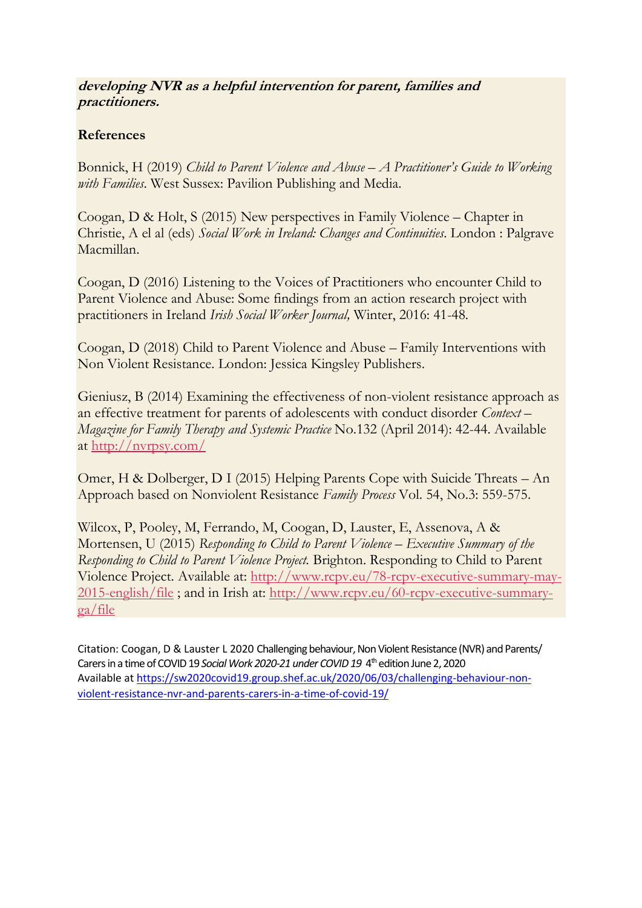***developing NVR as a helpful intervention for parent, families and practitioners.***

**References**

Bonnick, H (2019) *Child to Parent Violence and Abuse – A Practitioner's Guide to Working with Families*. West Sussex: Pavilion Publishing and Media.

Coogan, D & Holt, S (2015) New perspectives in Family Violence – Chapter in Christie, A el al (eds) *Social Work in Ireland: Changes and Continuities*. London : Palgrave Macmillan.

Coogan, D (2016) Listening to the Voices of Practitioners who encounter Child to Parent Violence and Abuse: Some findings from an action research project with practitioners in Ireland *Irish Social Worker Journal,* Winter, 2016: 41-48.

Coogan, D (2018) Child to Parent Violence and Abuse – Family Interventions with Non Violent Resistance. London: Jessica Kingsley Publishers.

Gieniusz, B (2014) Examining the effectiveness of non-violent resistance approach as an effective treatment for parents of adolescents with conduct disorder *Context – Magazine for Family Therapy and Systemic Practice* No.132 (April 2014): 42-44. Available at http://nvrpsy.com/

Omer, H & Dolberger, D I (2015) Helping Parents Cope with Suicide Threats – An Approach based on Nonviolent Resistance *Family Process* Vol. 54, No.3: 559-575.

Wilcox, P, Pooley, M, Ferrando, M, Coogan, D, Lauster, E, Assenova, A & Mortensen, U (2015) *Responding to Child to Parent Violence – Executive Summary of the Responding to Child to Parent Violence Project.* Brighton. Responding to Child to Parent Violence Project. Available at: http://www.rcpv.eu/78-rcpv-executive-summary-may-2015-english/file ; and in Irish at: http://www.rcpv.eu/60-rcpv-executive-summary-ga/file

Citation: Coogan, D & Lauster L 2020 Challenging behaviour, Non Violent Resistance (NVR) and Parents/Carers in a time of COVID 19 *Social Work 2020-21 under COVID 19* 4th edition June 2, 2020
Available at https://sw2020covid19.group.shef.ac.uk/2020/06/03/challenging-behaviour-non-violent-resistance-nvr-and-parents-carers-in-a-time-of-covid-19/